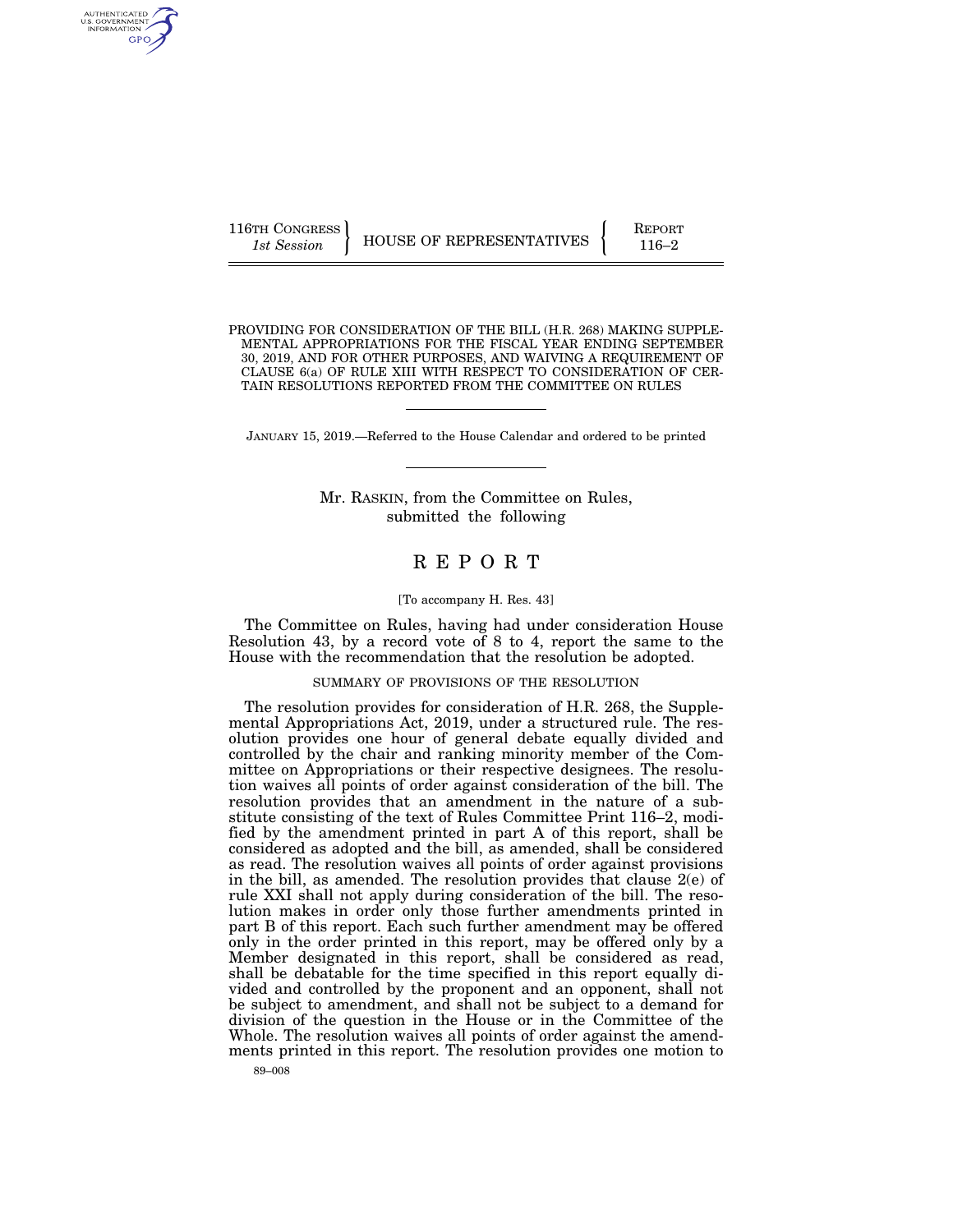116TH CONGRESS
*1st Session*

HOUSE OF REPRESENTATIVES

REPORT
116–2

PROVIDING FOR CONSIDERATION OF THE BILL (H.R. 268) MAKING SUPPLEMENTAL APPROPRIATIONS FOR THE FISCAL YEAR ENDING SEPTEMBER 30, 2019, AND FOR OTHER PURPOSES, AND WAIVING A REQUIREMENT OF CLAUSE 6(a) OF RULE XIII WITH RESPECT TO CONSIDERATION OF CERTAIN RESOLUTIONS REPORTED FROM THE COMMITTEE ON RULES

JANUARY 15, 2019.—Referred to the House Calendar and ordered to be printed

Mr. RASKIN, from the Committee on Rules, submitted the following

# REPORT

[To accompany H. Res. 43]

The Committee on Rules, having had under consideration House Resolution 43, by a record vote of 8 to 4, report the same to the House with the recommendation that the resolution be adopted.

## SUMMARY OF PROVISIONS OF THE RESOLUTION

The resolution provides for consideration of H.R. 268, the Supplemental Appropriations Act, 2019, under a structured rule. The resolution provides one hour of general debate equally divided and controlled by the chair and ranking minority member of the Committee on Appropriations or their respective designees. The resolution waives all points of order against consideration of the bill. The resolution provides that an amendment in the nature of a substitute consisting of the text of Rules Committee Print 116–2, modified by the amendment printed in part A of this report, shall be considered as adopted and the bill, as amended, shall be considered as read. The resolution waives all points of order against provisions in the bill, as amended. The resolution provides that clause 2(e) of rule XXI shall not apply during consideration of the bill. The resolution makes in order only those further amendments printed in part B of this report. Each such further amendment may be offered only in the order printed in this report, may be offered only by a Member designated in this report, shall be considered as read, shall be debatable for the time specified in this report equally divided and controlled by the proponent and an opponent, shall not be subject to amendment, and shall not be subject to a demand for division of the question in the House or in the Committee of the Whole. The resolution waives all points of order against the amendments printed in this report. The resolution provides one motion to

89–008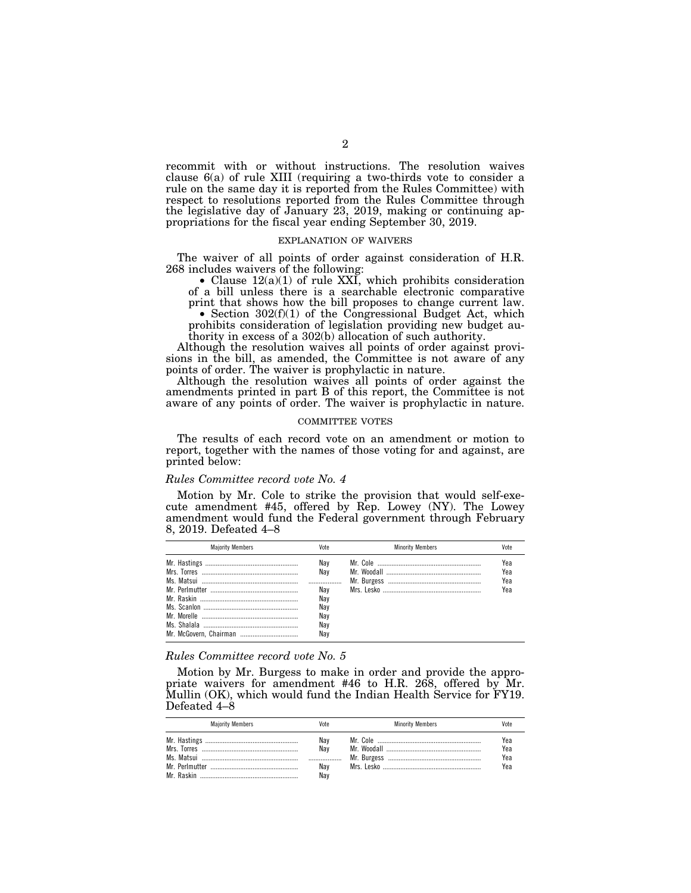recommit with or without instructions. The resolution waives clause 6(a) of rule XIII (requiring a two-thirds vote to consider a rule on the same day it is reported from the Rules Committee) with respect to resolutions reported from the Rules Committee through the legislative day of January 23, 2019, making or continuing appropriations for the fiscal year ending September 30, 2019.

## EXPLANATION OF WAIVERS

The waiver of all points of order against consideration of H.R. 268 includes waivers of the following:

- Clause 12(a)(1) of rule XXI, which prohibits consideration of a bill unless there is a searchable electronic comparative print that shows how the bill proposes to change current law.
- Section 302(f)(1) of the Congressional Budget Act, which prohibits consideration of legislation providing new budget authority in excess of a 302(b) allocation of such authority.

Although the resolution waives all points of order against provisions in the bill, as amended, the Committee is not aware of any points of order. The waiver is prophylactic in nature.

Although the resolution waives all points of order against the amendments printed in part B of this report, the Committee is not aware of any points of order. The waiver is prophylactic in nature.

## COMMITTEE VOTES

The results of each record vote on an amendment or motion to report, together with the names of those voting for and against, are printed below:

*Rules Committee record vote No. 4*

Motion by Mr. Cole to strike the provision that would self-execute amendment #45, offered by Rep. Lowey (NY). The Lowey amendment would fund the Federal government through February 8, 2019. Defeated 4–8

| Majority Members | Vote | Minority Members | Vote |
|---|---|---|---|
| Mr. Hastings | Nay | Mr. Cole | Yea |
| Mrs. Torres | Nay | Mr. Woodall | Yea |
| Ms. Matsui | | Mr. Burgess | Yea |
| Mr. Perlmutter | Nay | Mrs. Lesko | Yea |
| Mr. Raskin | Nay | | |
| Ms. Scanlon | Nay | | |
| Mr. Morelle | Nay | | |
| Ms. Shalala | Nay | | |
| Mr. McGovern, Chairman | Nay | | |

*Rules Committee record vote No. 5*

Motion by Mr. Burgess to make in order and provide the appropriate waivers for amendment #46 to H.R. 268, offered by Mr. Mullin (OK), which would fund the Indian Health Service for FY19. Defeated 4–8

| Majority Members | Vote | Minority Members | Vote |
|---|---|---|---|
| Mr. Hastings | Nay | Mr. Cole | Yea |
| Mrs. Torres | Nay | Mr. Woodall | Yea |
| Ms. Matsui | | Mr. Burgess | Yea |
| Mr. Perlmutter | Nay | Mrs. Lesko | Yea |
| Mr. Raskin | Nay | | |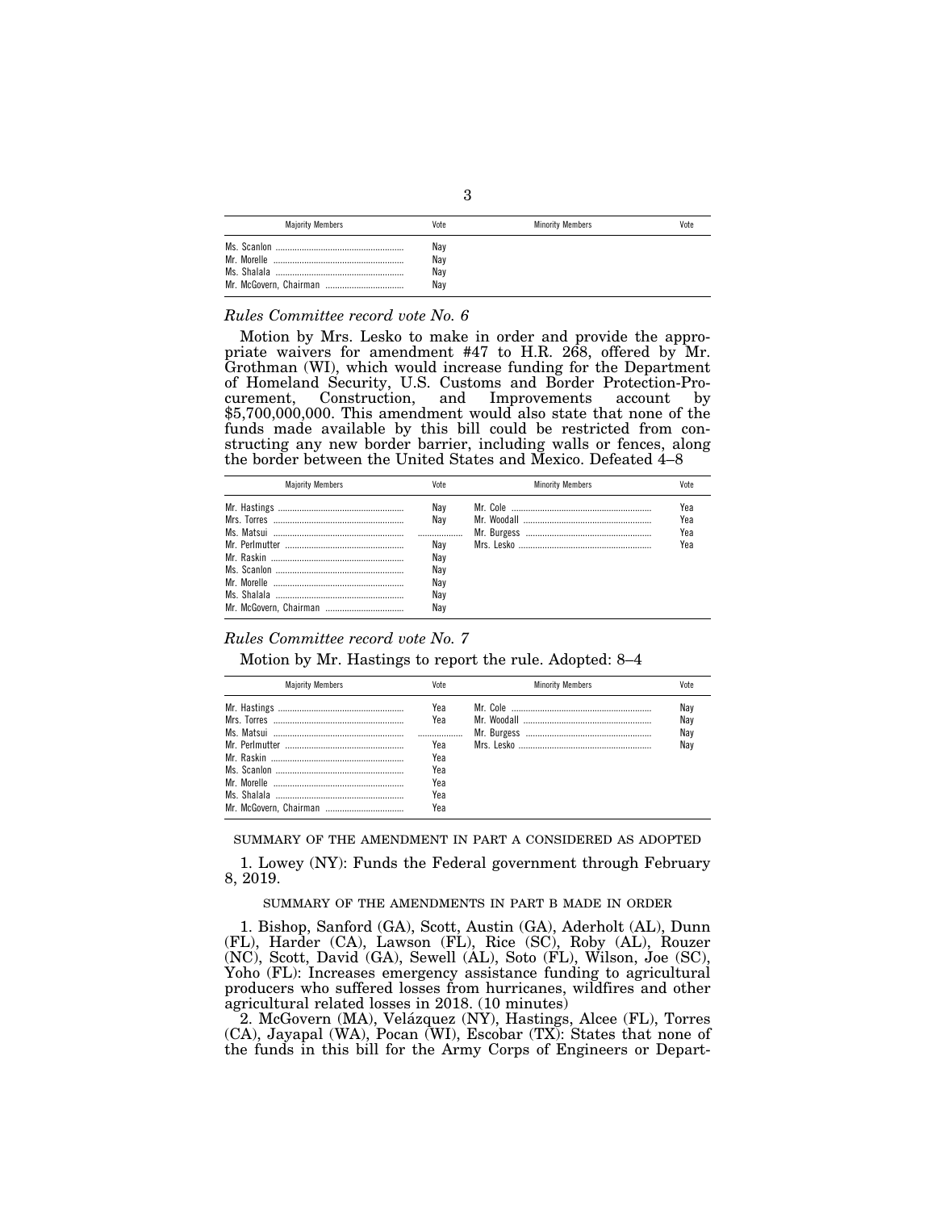| Majority Members | Vote | Minority Members | Vote |
| --- | --- | --- | --- |
| Ms. Scanlon | Nay | | |
| Mr. Morelle | Nay | | |
| Ms. Shalala | Nay | | |
| Mr. McGovern, Chairman | Nay | | |

*Rules Committee record vote No. 6*

Motion by Mrs. Lesko to make in order and provide the appropriate waivers for amendment #47 to H.R. 268, offered by Mr. Grothman (WI), which would increase funding for the Department of Homeland Security, U.S. Customs and Border Protection-Procurement, Construction, and Improvements account by $5,700,000,000. This amendment would also state that none of the funds made available by this bill could be restricted from constructing any new border barrier, including walls or fences, along the border between the United States and Mexico. Defeated 4–8

| Majority Members | Vote | Minority Members | Vote |
| --- | --- | --- | --- |
| Mr. Hastings | Nay | Mr. Cole | Yea |
| Mrs. Torres | Nay | Mr. Woodall | Yea |
| Ms. Matsui | ........... | Mr. Burgess | Yea |
| Mr. Perlmutter | Nay | Mrs. Lesko | Yea |
| Mr. Raskin | Nay | | |
| Ms. Scanlon | Nay | | |
| Mr. Morelle | Nay | | |
| Ms. Shalala | Nay | | |
| Mr. McGovern, Chairman | Nay | | |

*Rules Committee record vote No. 7*

Motion by Mr. Hastings to report the rule. Adopted: 8–4

| Majority Members | Vote | Minority Members | Vote |
| --- | --- | --- | --- |
| Mr. Hastings | Yea | Mr. Cole | Nay |
| Mrs. Torres | Yea | Mr. Woodall | Nay |
| Ms. Matsui | ........... | Mr. Burgess | Nay |
| Mr. Perlmutter | Yea | Mrs. Lesko | Nay |
| Mr. Raskin | Yea | | |
| Ms. Scanlon | Yea | | |
| Mr. Morelle | Yea | | |
| Ms. Shalala | Yea | | |
| Mr. McGovern, Chairman | Yea | | |

SUMMARY OF THE AMENDMENT IN PART A CONSIDERED AS ADOPTED

1. Lowey (NY): Funds the Federal government through February 8, 2019.

SUMMARY OF THE AMENDMENTS IN PART B MADE IN ORDER

1. Bishop, Sanford (GA), Scott, Austin (GA), Aderholt (AL), Dunn (FL), Harder (CA), Lawson (FL), Rice (SC), Roby (AL), Rouzer (NC), Scott, David (GA), Sewell (AL), Soto (FL), Wilson, Joe (SC), Yoho (FL): Increases emergency assistance funding to agricultural producers who suffered losses from hurricanes, wildfires and other agricultural related losses in 2018. (10 minutes)

2. McGovern (MA), Velázquez (NY), Hastings, Alcee (FL), Torres (CA), Jayapal (WA), Pocan (WI), Escobar (TX): States that none of the funds in this bill for the Army Corps of Engineers or Depart-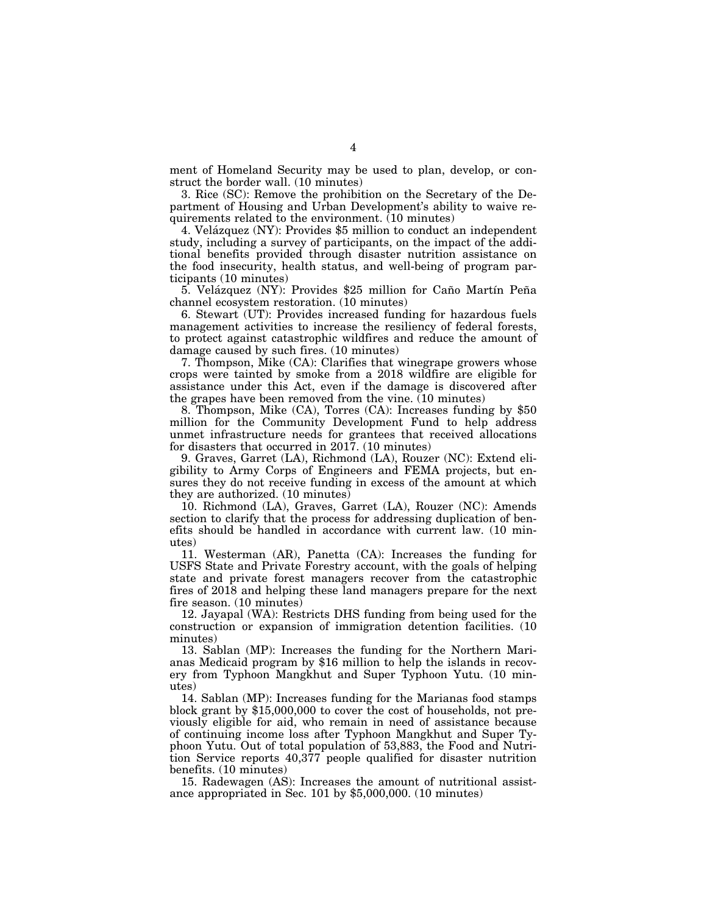ment of Homeland Security may be used to plan, develop, or construct the border wall. (10 minutes)

3. Rice (SC): Remove the prohibition on the Secretary of the Department of Housing and Urban Development's ability to waive requirements related to the environment. (10 minutes)

4. Velázquez (NY): Provides $5 million to conduct an independent study, including a survey of participants, on the impact of the additional benefits provided through disaster nutrition assistance on the food insecurity, health status, and well-being of program participants (10 minutes)

5. Velázquez (NY): Provides $25 million for Caño Martín Peña channel ecosystem restoration. (10 minutes)

6. Stewart (UT): Provides increased funding for hazardous fuels management activities to increase the resiliency of federal forests, to protect against catastrophic wildfires and reduce the amount of damage caused by such fires. (10 minutes)

7. Thompson, Mike (CA): Clarifies that winegrape growers whose crops were tainted by smoke from a 2018 wildfire are eligible for assistance under this Act, even if the damage is discovered after the grapes have been removed from the vine. (10 minutes)

8. Thompson, Mike (CA), Torres (CA): Increases funding by $50 million for the Community Development Fund to help address unmet infrastructure needs for grantees that received allocations for disasters that occurred in 2017. (10 minutes)

9. Graves, Garret (LA), Richmond (LA), Rouzer (NC): Extend eligibility to Army Corps of Engineers and FEMA projects, but ensures they do not receive funding in excess of the amount at which they are authorized. (10 minutes)

10. Richmond (LA), Graves, Garret (LA), Rouzer (NC): Amends section to clarify that the process for addressing duplication of benefits should be handled in accordance with current law. (10 minutes)

11. Westerman (AR), Panetta (CA): Increases the funding for USFS State and Private Forestry account, with the goals of helping state and private forest managers recover from the catastrophic fires of 2018 and helping these land managers prepare for the next fire season. (10 minutes)

12. Jayapal (WA): Restricts DHS funding from being used for the construction or expansion of immigration detention facilities. (10 minutes)

13. Sablan (MP): Increases the funding for the Northern Marianas Medicaid program by $16 million to help the islands in recovery from Typhoon Mangkhut and Super Typhoon Yutu. (10 minutes)

14. Sablan (MP): Increases funding for the Marianas food stamps block grant by $15,000,000 to cover the cost of households, not previously eligible for aid, who remain in need of assistance because of continuing income loss after Typhoon Mangkhut and Super Typhoon Yutu. Out of total population of 53,883, the Food and Nutrition Service reports 40,377 people qualified for disaster nutrition benefits. (10 minutes)

15. Radewagen (AS): Increases the amount of nutritional assistance appropriated in Sec. 101 by $5,000,000. (10 minutes)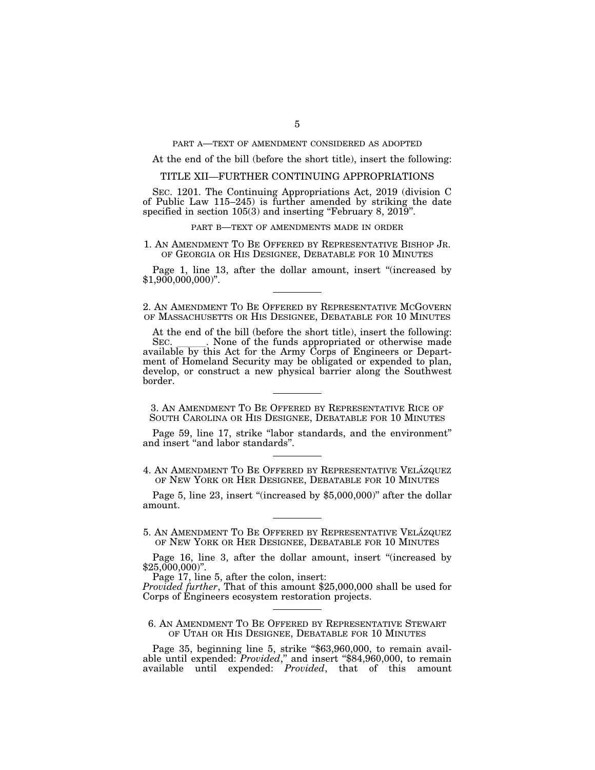## PART A—TEXT OF AMENDMENT CONSIDERED AS ADOPTED

At the end of the bill (before the short title), insert the following:

### TITLE XII—FURTHER CONTINUING APPROPRIATIONS

SEC. 1201. The Continuing Appropriations Act, 2019 (division C of Public Law 115–245) is further amended by striking the date specified in section 105(3) and inserting "February 8, 2019".

## PART B—TEXT OF AMENDMENTS MADE IN ORDER

### 1. AN AMENDMENT TO BE OFFERED BY REPRESENTATIVE BISHOP JR. OF GEORGIA OR HIS DESIGNEE, DEBATABLE FOR 10 MINUTES

Page 1, line 13, after the dollar amount, insert "(increased by $1,900,000,000)".

---

### 2. AN AMENDMENT TO BE OFFERED BY REPRESENTATIVE MCGOVERN OF MASSACHUSETTS OR HIS DESIGNEE, DEBATABLE FOR 10 MINUTES

At the end of the bill (before the short title), insert the following:

SEC. \_\_\_\_\_\_. None of the funds appropriated or otherwise made available by this Act for the Army Corps of Engineers or Department of Homeland Security may be obligated or expended to plan, develop, or construct a new physical barrier along the Southwest border.

---

### 3. AN AMENDMENT TO BE OFFERED BY REPRESENTATIVE RICE OF SOUTH CAROLINA OR HIS DESIGNEE, DEBATABLE FOR 10 MINUTES

Page 59, line 17, strike "labor standards, and the environment" and insert "and labor standards".

---

### 4. AN AMENDMENT TO BE OFFERED BY REPRESENTATIVE VELÁZQUEZ OF NEW YORK OR HER DESIGNEE, DEBATABLE FOR 10 MINUTES

Page 5, line 23, insert "(increased by $5,000,000)" after the dollar amount.

---

### 5. AN AMENDMENT TO BE OFFERED BY REPRESENTATIVE VELÁZQUEZ OF NEW YORK OR HER DESIGNEE, DEBATABLE FOR 10 MINUTES

Page 16, line 3, after the dollar amount, insert "(increased by $25,000,000)".

Page 17, line 5, after the colon, insert:

*Provided further*, That of this amount $25,000,000 shall be used for Corps of Engineers ecosystem restoration projects.

---

### 6. AN AMENDMENT TO BE OFFERED BY REPRESENTATIVE STEWART OF UTAH OR HIS DESIGNEE, DEBATABLE FOR 10 MINUTES

Page 35, beginning line 5, strike "$63,960,000, to remain available until expended: *Provided*," and insert "$84,960,000, to remain available until expended: *Provided*, that of this amount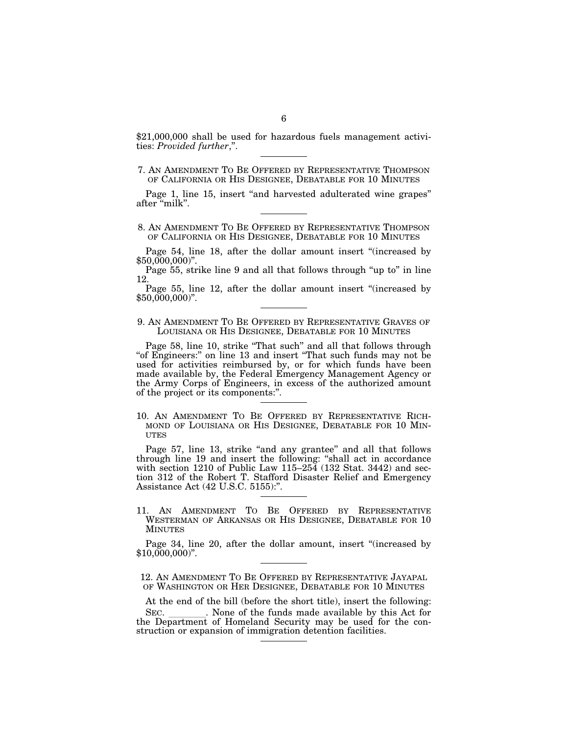$21,000,000 shall be used for hazardous fuels management activities: *Provided further*,".

---

7. AN AMENDMENT TO BE OFFERED BY REPRESENTATIVE THOMPSON OF CALIFORNIA OR HIS DESIGNEE, DEBATABLE FOR 10 MINUTES

Page 1, line 15, insert "and harvested adulterated wine grapes" after "milk".

---

8. AN AMENDMENT TO BE OFFERED BY REPRESENTATIVE THOMPSON OF CALIFORNIA OR HIS DESIGNEE, DEBATABLE FOR 10 MINUTES

Page 54, line 18, after the dollar amount insert "(increased by $50,000,000)".

Page 55, strike line 9 and all that follows through "up to" in line 12.

Page 55, line 12, after the dollar amount insert "(increased by $50,000,000)".

---

9. AN AMENDMENT TO BE OFFERED BY REPRESENTATIVE GRAVES OF LOUISIANA OR HIS DESIGNEE, DEBATABLE FOR 10 MINUTES

Page 58, line 10, strike "That such" and all that follows through "of Engineers:" on line 13 and insert "That such funds may not be used for activities reimbursed by, or for which funds have been made available by, the Federal Emergency Management Agency or the Army Corps of Engineers, in excess of the authorized amount of the project or its components:".

---

10. AN AMENDMENT TO BE OFFERED BY REPRESENTATIVE RICHMOND OF LOUISIANA OR HIS DESIGNEE, DEBATABLE FOR 10 MINUTES

Page 57, line 13, strike "and any grantee" and all that follows through line 19 and insert the following: "shall act in accordance with section 1210 of Public Law 115–254 (132 Stat. 3442) and section 312 of the Robert T. Stafford Disaster Relief and Emergency Assistance Act (42 U.S.C. 5155):".

---

11. AN AMENDMENT TO BE OFFERED BY REPRESENTATIVE WESTERMAN OF ARKANSAS OR HIS DESIGNEE, DEBATABLE FOR 10 MINUTES

Page 34, line 20, after the dollar amount, insert "(increased by $10,000,000)".

---

12. AN AMENDMENT TO BE OFFERED BY REPRESENTATIVE JAYAPAL OF WASHINGTON OR HER DESIGNEE, DEBATABLE FOR 10 MINUTES

At the end of the bill (before the short title), insert the following:

SEC. \_\_\_\_\_\_\_\_. None of the funds made available by this Act for the Department of Homeland Security may be used for the construction or expansion of immigration detention facilities.

---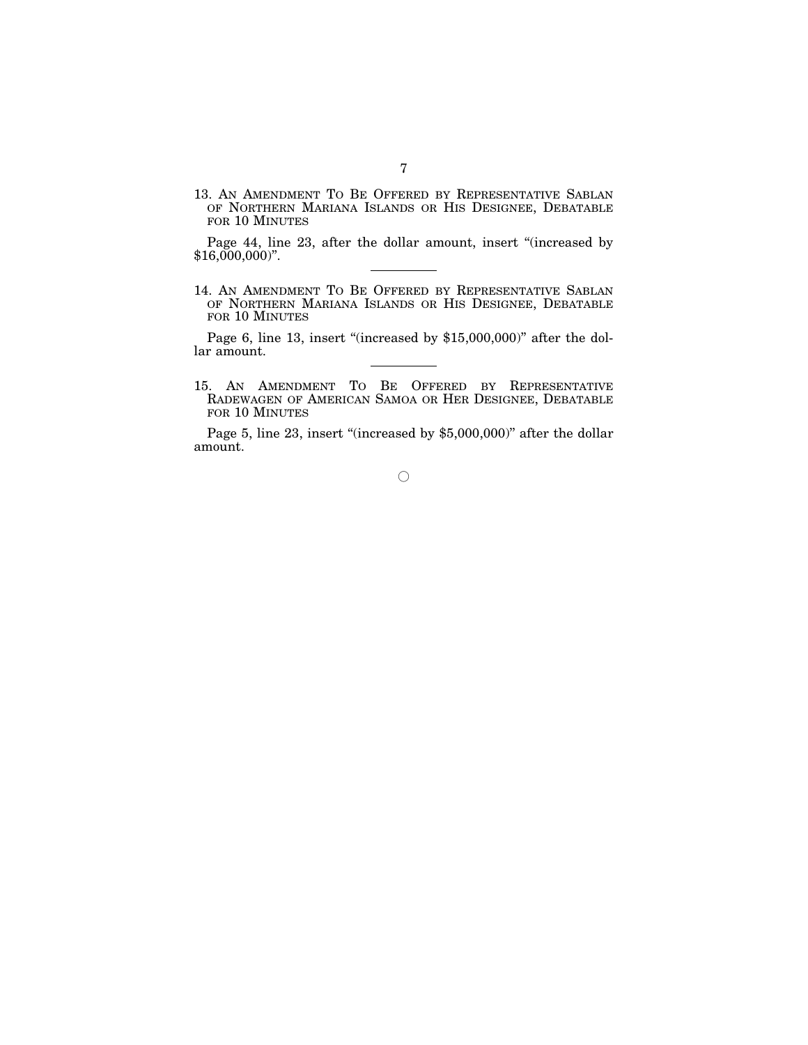13. AN AMENDMENT TO BE OFFERED BY REPRESENTATIVE SABLAN OF NORTHERN MARIANA ISLANDS OR HIS DESIGNEE, DEBATABLE FOR 10 MINUTES

Page 44, line 23, after the dollar amount, insert "(increased by $16,000,000)".

---

14. AN AMENDMENT TO BE OFFERED BY REPRESENTATIVE SABLAN OF NORTHERN MARIANA ISLANDS OR HIS DESIGNEE, DEBATABLE FOR 10 MINUTES

Page 6, line 13, insert "(increased by $15,000,000)" after the dollar amount.

---

15. AN AMENDMENT TO BE OFFERED BY REPRESENTATIVE RADEWAGEN OF AMERICAN SAMOA OR HER DESIGNEE, DEBATABLE FOR 10 MINUTES

Page 5, line 23, insert "(increased by $5,000,000)" after the dollar amount.